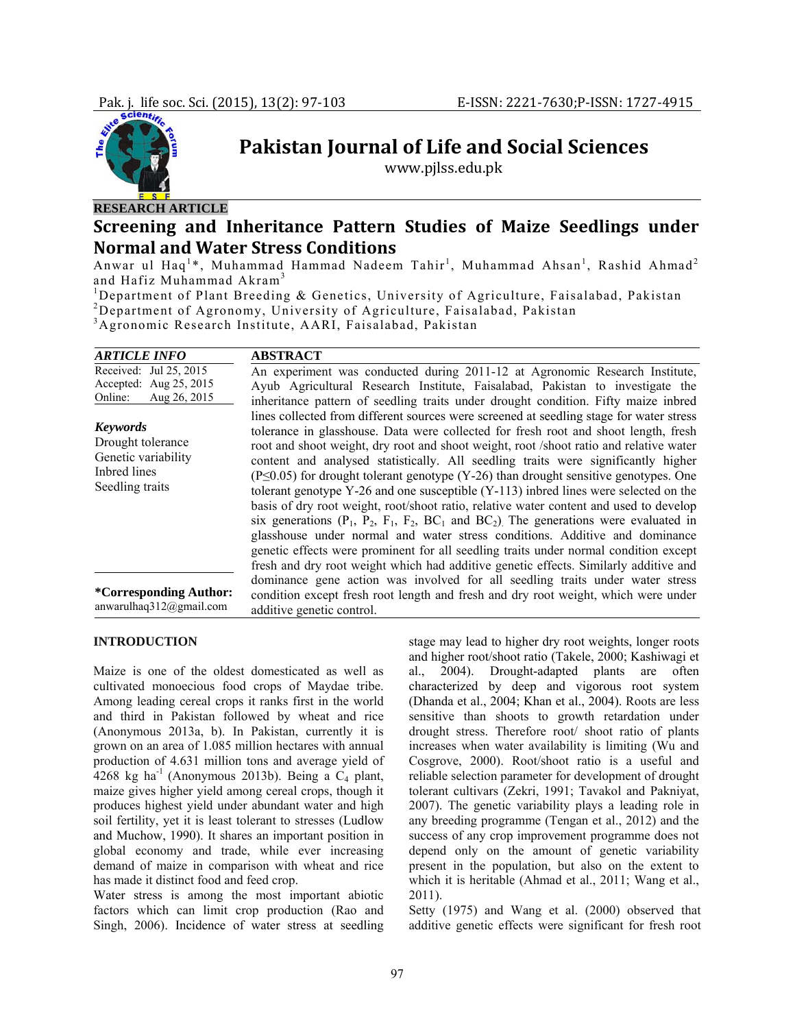RESEARCH ARTICLE

# Screening and Inheritance Pattern Studies of Maize Seedlings under Normal and Water Stress Conditions

Anwar ul Haq[1]*, Muhammad Hammad Nadeem Tahir[1], Muhammad Ahsan[1], Rashid Ahmad[2] and Hafiz Muhammad Akram[3]

[1]Department of Plant Breeding & Genetics, University of Agriculture, Faisalabad, Pakistan
[2]Department of Agronomy, University of Agriculture, Faisalabad, Pakistan
[3]Agronomic Research Institute, AARI, Faisalabad, Pakistan

***ARTICLE INFO***

Received: Jul 25, 2015
Accepted: Aug 25, 2015
Online: Aug 26, 2015

***Keywords***

Drought tolerance
Genetic variability
Inbred lines
Seedling traits

**\*Corresponding Author:**
anwarulhaq312@gmail.com

**ABSTRACT**

An experiment was conducted during 2011-12 at Agronomic Research Institute, Ayub Agricultural Research Institute, Faisalabad, Pakistan to investigate the inheritance pattern of seedling traits under drought condition. Fifty maize inbred lines collected from different sources were screened at seedling stage for water stress tolerance in glasshouse. Data were collected for fresh root and shoot length, fresh root and shoot weight, dry root and shoot weight, root /shoot ratio and relative water content and analysed statistically. All seedling traits were significantly higher ($P \leq 0.05$) for drought tolerant genotype (Y-26) than drought sensitive genotypes. One tolerant genotype Y-26 and one susceptible (Y-113) inbred lines were selected on the basis of dry root weight, root/shoot ratio, relative water content and used to develop six generations ($P_1$, $P_2$, $F_1$, $F_2$, $BC_1$ and $BC_2$). The generations were evaluated in glasshouse under normal and water stress conditions. Additive and dominance genetic effects were prominent for all seedling traits under normal condition except fresh and dry root weight which had additive genetic effects. Similarly additive and dominance gene action was involved for all seedling traits under water stress condition except fresh root length and fresh and dry root weight, which were under additive genetic control.

## INTRODUCTION

Maize is one of the oldest domesticated as well as cultivated monoecious food crops of Maydae tribe. Among leading cereal crops it ranks first in the world and third in Pakistan followed by wheat and rice (Anonymous 2013a, b). In Pakistan, currently it is grown on an area of 1.085 million hectares with annual production of 4.631 million tons and average yield of 4268 kg ha$^{-1}$ (Anonymous 2013b). Being a $C_4$ plant, maize gives higher yield among cereal crops, though it produces highest yield under abundant water and high soil fertility, yet it is least tolerant to stresses (Ludlow and Muchow, 1990). It shares an important position in global economy and trade, while ever increasing demand of maize in comparison with wheat and rice has made it distinct food and feed crop.

Water stress is among the most important abiotic factors which can limit crop production (Rao and Singh, 2006). Incidence of water stress at seedling stage may lead to higher dry root weights, longer roots and higher root/shoot ratio (Takele, 2000; Kashiwagi et al., 2004). Drought-adapted plants are often characterized by deep and vigorous root system (Dhanda et al., 2004; Khan et al., 2004). Roots are less sensitive than shoots to growth retardation under drought stress. Therefore root/ shoot ratio of plants increases when water availability is limiting (Wu and Cosgrove, 2000). Root/shoot ratio is a useful and reliable selection parameter for development of drought tolerant cultivars (Zekri, 1991; Tavakol and Pakniyat, 2007). The genetic variability plays a leading role in any breeding programme (Tengan et al., 2012) and the success of any crop improvement programme does not depend only on the amount of genetic variability present in the population, but also on the extent to which it is heritable (Ahmad et al., 2011; Wang et al., 2011).

Setty (1975) and Wang et al. (2000) observed that additive genetic effects were significant for fresh root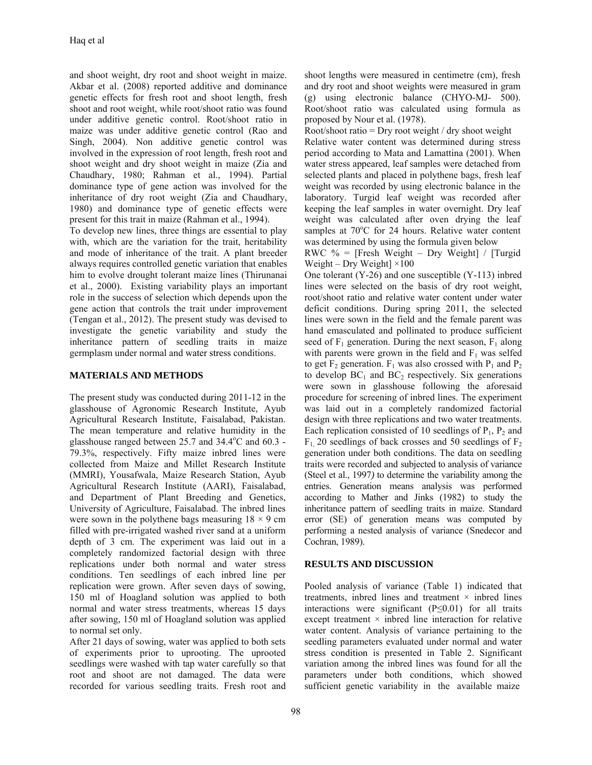and shoot weight, dry root and shoot weight in maize. Akbar et al. (2008) reported additive and dominance genetic effects for fresh root and shoot length, fresh shoot and root weight, while root/shoot ratio was found under additive genetic control. Root/shoot ratio in maize was under additive genetic control (Rao and Singh, 2004). Non additive genetic control was involved in the expression of root length, fresh root and shoot weight and dry shoot weight in maize (Zia and Chaudhary, 1980; Rahman et al., 1994). Partial dominance type of gene action was involved for the inheritance of dry root weight (Zia and Chaudhary, 1980) and dominance type of genetic effects were present for this trait in maize (Rahman et al., 1994).

To develop new lines, three things are essential to play with, which are the variation for the trait, heritability and mode of inheritance of the trait. A plant breeder always requires controlled genetic variation that enables him to evolve drought tolerant maize lines (Thirunanai et al., 2000). Existing variability plays an important role in the success of selection which depends upon the gene action that controls the trait under improvement (Tengan et al., 2012). The present study was devised to investigate the genetic variability and study the inheritance pattern of seedling traits in maize germplasm under normal and water stress conditions.

## MATERIALS AND METHODS

The present study was conducted during 2011-12 in the glasshouse of Agronomic Research Institute, Ayub Agricultural Research Institute, Faisalabad, Pakistan. The mean temperature and relative humidity in the glasshouse ranged between 25.7 and 34.4$^{o}$C and 60.3 - 79.3%, respectively. Fifty maize inbred lines were collected from Maize and Millet Research Institute (MMRI), Yousafwala, Maize Research Station, Ayub Agricultural Research Institute (AARI), Faisalabad, and Department of Plant Breeding and Genetics, University of Agriculture, Faisalabad. The inbred lines were sown in the polythene bags measuring 18 × 9 cm filled with pre-irrigated washed river sand at a uniform depth of 3 cm. The experiment was laid out in a completely randomized factorial design with three replications under both normal and water stress conditions. Ten seedlings of each inbred line per replication were grown. After seven days of sowing, 150 ml of Hoagland solution was applied to both normal and water stress treatments, whereas 15 days after sowing, 150 ml of Hoagland solution was applied to normal set only.

After 21 days of sowing, water was applied to both sets of experiments prior to uprooting. The uprooted seedlings were washed with tap water carefully so that root and shoot are not damaged. The data were recorded for various seedling traits. Fresh root and shoot lengths were measured in centimetre (cm), fresh and dry root and shoot weights were measured in gram (g) using electronic balance (CHYO-MJ- 500). Root/shoot ratio was calculated using formula as proposed by Nour et al. (1978).

Root/shoot ratio = Dry root weight / dry shoot weight

Relative water content was determined during stress period according to Mata and Lamattina (2001). When water stress appeared, leaf samples were detached from selected plants and placed in polythene bags, fresh leaf weight was recorded by using electronic balance in the laboratory. Turgid leaf weight was recorded after keeping the leaf samples in water overnight. Dry leaf weight was calculated after oven drying the leaf samples at 70$^{o}$C for 24 hours. Relative water content was determined by using the formula given below

RWC % = [Fresh Weight – Dry Weight] / [Turgid Weight – Dry Weight] ×100

One tolerant (Y-26) and one susceptible (Y-113) inbred lines were selected on the basis of dry root weight, root/shoot ratio and relative water content under water deficit conditions. During spring 2011, the selected lines were sown in the field and the female parent was hand emasculated and pollinated to produce sufficient seed of $F_1$ generation. During the next season, $F_1$ along with parents were grown in the field and $F_1$ was selfed to get $F_2$ generation. $F_1$ was also crossed with $P_1$ and $P_2$ to develop $BC_1$ and $BC_2$ respectively. Six generations were sown in glasshouse following the aforesaid procedure for screening of inbred lines. The experiment was laid out in a completely randomized factorial design with three replications and two water treatments. Each replication consisted of 10 seedlings of $P_1$, $P_2$ and $F_1$, 20 seedlings of back crosses and 50 seedlings of $F_2$ generation under both conditions. The data on seedling traits were recorded and subjected to analysis of variance (Steel et al., 1997) to determine the variability among the entries. Generation means analysis was performed according to Mather and Jinks (1982) to study the inheritance pattern of seedling traits in maize. Standard error (SE) of generation means was computed by performing a nested analysis of variance (Snedecor and Cochran, 1989).

## RESULTS AND DISCUSSION

Pooled analysis of variance (Table 1) indicated that treatments, inbred lines and treatment × inbred lines interactions were significant ($P \leq 0.01$) for all traits except treatment × inbred line interaction for relative water content. Analysis of variance pertaining to the seedling parameters evaluated under normal and water stress condition is presented in Table 2. Significant variation among the inbred lines was found for all the parameters under both conditions, which showed sufficient genetic variability in the available maize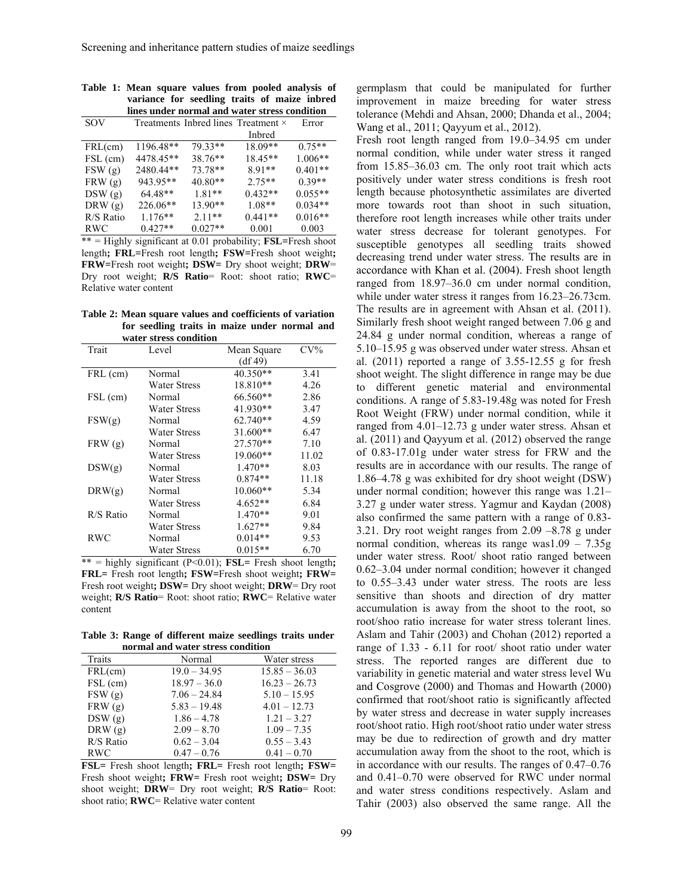**Table 1: Mean square values from pooled analysis of variance for seedling traits of maize inbred lines under normal and water stress condition**

| SOV | Treatments | Inbred lines | Treatment × Inbred | Error |
|---|---|---|---|---|
| FRL(cm) | 1196.48** | 79.33** | 18.09** | 0.75** |
| FSL (cm) | 4478.45** | 38.76** | 18.45** | 1.006** |
| FSW (g) | 2480.44** | 73.78** | 8.91** | 0.401** |
| FRW (g) | 943.95** | 40.80** | 2.75** | 0.39** |
| DSW (g) | 64.48** | 1.81** | 0.432** | 0.055** |
| DRW (g) | 226.06** | 13.90** | 1.08** | 0.034** |
| R/S Ratio | 1.176** | 2.11** | 0.441** | 0.016** |
| RWC | 0.427** | 0.027** | 0.001 | 0.003 |

** = Highly significant at 0.01 probability; **FSL**=Fresh shoot length**; FRL**=Fresh root length**; FSW**=Fresh shoot weight**; FRW**=Fresh root weight**; DSW**= Dry shoot weight; **DRW**= Dry root weight; **R/S Ratio**= Root: shoot ratio; **RWC**= Relative water content

**Table 2: Mean square values and coefficients of variation for seedling traits in maize under normal and water stress condition**

| Trait | Level | Mean Square (df 49) | CV% |
|---|---|---|---|
| FRL (cm) | Normal | 40.350** | 3.41 |
| | Water Stress | 18.810** | 4.26 |
| FSL (cm) | Normal | 66.560** | 2.86 |
| | Water Stress | 41.930** | 3.47 |
| FSW(g) | Normal | 62.740** | 4.59 |
| | Water Stress | 31.600** | 6.47 |
| FRW (g) | Normal | 27.570** | 7.10 |
| | Water Stress | 19.060** | 11.02 |
| DSW(g) | Normal | 1.470** | 8.03 |
| | Water Stress | 0.874** | 11.18 |
| DRW(g) | Normal | 10.060** | 5.34 |
| | Water Stress | 4.652** | 6.84 |
| R/S Ratio | Normal | 1.470** | 9.01 |
| | Water Stress | 1.627** | 9.84 |
| RWC | Normal | 0.014** | 9.53 |
| | Water Stress | 0.015** | 6.70 |

** = highly significant ($P<0.01$); **FSL=** Fresh shoot length**; FRL=** Fresh root length**; FSW=**Fresh shoot weight**; FRW=** Fresh root weight**; DSW=** Dry shoot weight; **DRW**= Dry root weight; **R/S Ratio**= Root: shoot ratio; **RWC**= Relative water content

**Table 3: Range of different maize seedlings traits under normal and water stress condition**

| Traits | Normal | Water stress |
|---|---|---|
| FRL(cm) | 19.0 – 34.95 | 15.85 – 36.03 |
| FSL (cm) | 18.97 – 36.0 | 16.23 – 26.73 |
| FSW (g) | 7.06 – 24.84 | 5.10 – 15.95 |
| FRW (g) | 5.83 – 19.48 | 4.01 – 12.73 |
| DSW (g) | 1.86 – 4.78 | 1.21 – 3.27 |
| DRW (g) | 2.09 – 8.70 | 1.09 – 7.35 |
| R/S Ratio | 0.62 – 3.04 | 0.55 – 3.43 |
| RWC | 0.47 – 0.76 | 0.41 – 0.70 |

**FSL=** Fresh shoot length**; FRL=** Fresh root length**; FSW=** Fresh shoot weight**; FRW=** Fresh root weight**; DSW=** Dry shoot weight; **DRW**= Dry root weight; **R/S Ratio**= Root: shoot ratio; **RWC**= Relative water content

germplasm that could be manipulated for further improvement in maize breeding for water stress tolerance (Mehdi and Ahsan, 2000; Dhanda et al., 2004; Wang et al., 2011; Qayyum et al., 2012).

Fresh root length ranged from 19.0–34.95 cm under normal condition, while under water stress it ranged from 15.85–36.03 cm. The only root trait which acts positively under water stress conditions is fresh root length because photosynthetic assimilates are diverted more towards root than shoot in such situation, therefore root length increases while other traits under water stress decrease for tolerant genotypes. For susceptible genotypes all seedling traits showed decreasing trend under water stress. The results are in accordance with Khan et al. (2004). Fresh shoot length ranged from 18.97–36.0 cm under normal condition, while under water stress it ranges from 16.23–26.73cm. The results are in agreement with Ahsan et al. (2011). Similarly fresh shoot weight ranged between 7.06 g and 24.84 g under normal condition, whereas a range of 5.10–15.95 g was observed under water stress. Ahsan et al. (2011) reported a range of 3.55-12.55 g for fresh shoot weight. The slight difference in range may be due to different genetic material and environmental conditions. A range of 5.83-19.48g was noted for Fresh Root Weight (FRW) under normal condition, while it ranged from 4.01–12.73 g under water stress. Ahsan et al. (2011) and Qayyum et al. (2012) observed the range of 0.83-17.01g under water stress for FRW and the results are in accordance with our results. The range of 1.86–4.78 g was exhibited for dry shoot weight (DSW) under normal condition; however this range was 1.21–3.27 g under water stress. Yagmur and Kaydan (2008) also confirmed the same pattern with a range of 0.83-3.21. Dry root weight ranges from 2.09 –8.78 g under normal condition, whereas its range was1.09 – 7.35g under water stress. Root/ shoot ratio ranged between 0.62–3.04 under normal condition; however it changed to 0.55–3.43 under water stress. The roots are less sensitive than shoots and direction of dry matter accumulation is away from the shoot to the root, so root/shoo ratio increase for water stress tolerant lines. Aslam and Tahir (2003) and Chohan (2012) reported a range of 1.33 - 6.11 for root/ shoot ratio under water stress. The reported ranges are different due to variability in genetic material and water stress level Wu and Cosgrove (2000) and Thomas and Howarth (2000) confirmed that root/shoot ratio is significantly affected by water stress and decrease in water supply increases root/shoot ratio. High root/shoot ratio under water stress may be due to redirection of growth and dry matter accumulation away from the shoot to the root, which is in accordance with our results. The ranges of 0.47–0.76 and 0.41–0.70 were observed for RWC under normal and water stress conditions respectively. Aslam and Tahir (2003) also observed the same range. All the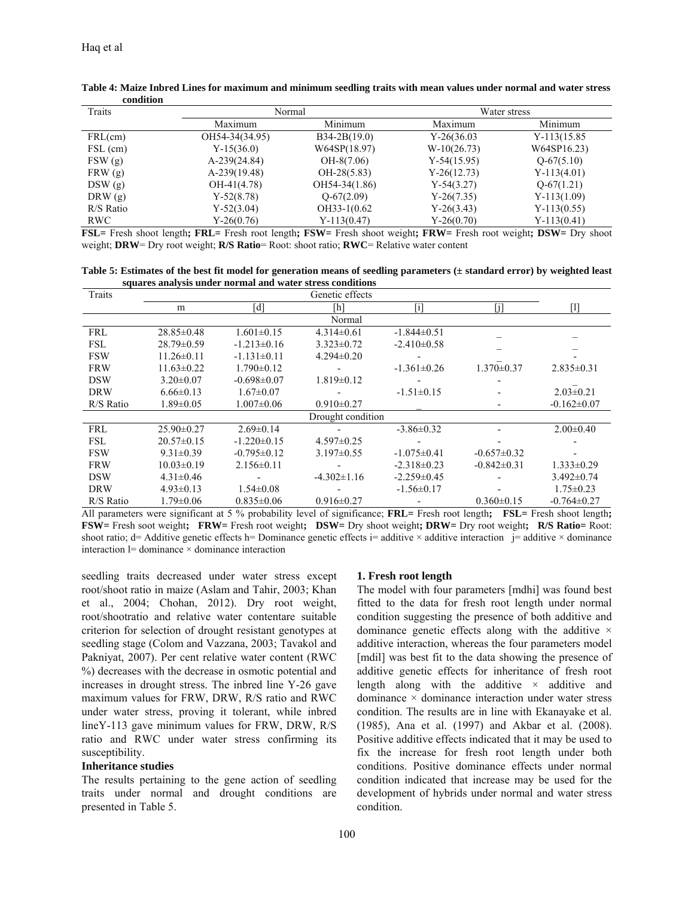**Table 4: Maize Inbred Lines for maximum and minimum seedling traits with mean values under normal and water stress condition**

| Traits | Normal | | Water stress | |
|---|---|---|---|---|
| | Maximum | Minimum | Maximum | Minimum |
| FRL(cm) | OH54-34(34.95) | B34-2B(19.0) | Y-26(36.03 | Y-113(15.85 |
| FSL (cm) | Y-15(36.0) | W64SP(18.97) | W-10(26.73) | W64SP16.23) |
| FSW (g) | A-239(24.84) | OH-8(7.06) | Y-54(15.95) | Q-67(5.10) |
| FRW (g) | A-239(19.48) | OH-28(5.83) | Y-26(12.73) | Y-113(4.01) |
| DSW (g) | OH-41(4.78) | OH54-34(1.86) | Y-54(3.27) | Q-67(1.21) |
| DRW (g) | Y-52(8.78) | Q-67(2.09) | Y-26(7.35) | Y-113(1.09) |
| R/S Ratio | Y-52(3.04) | OH33-1(0.62 | Y-26(3.43) | Y-113(0.55) |
| RWC | Y-26(0.76) | Y-113(0.47) | Y-26(0.70) | Y-113(0.41) |

**FSL=** Fresh shoot length**; FRL=** Fresh root length**; FSW=** Fresh shoot weight**; FRW=** Fresh root weight**; DSW=** Dry shoot weight; **DRW**= Dry root weight; **R/S Ratio**= Root: shoot ratio; **RWC**= Relative water content

**Table 5: Estimates of the best fit model for generation means of seedling parameters (± standard error) by weighted least squares analysis under normal and water stress conditions**

| Traits | Genetic effects | | | | | |
|---|---|---|---|---|---|---|
| | m | [d] | [h] | [i] | [j] | [l] |
| | | | Normal | | | |
| FRL | 28.85±0.48 | 1.601±0.15 | 4.314±0.61 | -1.844±0.51 | _ | _ |
| FSL | 28.79±0.59 | -1.213±0.16 | 3.323±0.72 | -2.410±0.58 | _ | _ |
| FSW | 11.26±0.11 | -1.131±0.11 | 4.294±0.20 | - | _ | - |
| FRW | 11.63±0.22 | 1.790±0.12 | - | -1.361±0.26 | 1.370±0.37 | 2.835±0.31 |
| DSW | 3.20±0.07 | -0.698±0.07 | 1.819±0.12 | - | - | _ |
| DRW | 6.66±0.13 | 1.67±0.07 | - | -1.51±0.15 | - | 2.03±0.21 |
| R/S Ratio | 1.89±0.05 | 1.007±0.06 | 0.910±0.27 | _ | - | -0.162±0.07 |
| | | | Drought condition | | | |
| FRL | 25.90±0.27 | 2.69±0.14 | - | -3.86±0.32 | - | 2.00±0.40 |
| FSL | 20.57±0.15 | -1.220±0.15 | 4.597±0.25 | - | - | - |
| FSW | 9.31±0.39 | -0.795±0.12 | 3.197±0.55 | -1.075±0.41 | -0.657±0.32 | - |
| FRW | 10.03±0.19 | 2.156±0.11 | - | -2.318±0.23 | -0.842±0.31 | 1.333±0.29 |
| DSW | 4.31±0.46 | - | -4.302±1.16 | -2.259±0.45 | - | 3.492±0.74 |
| DRW | 4.93±0.13 | 1.54±0.08 | - | -1.56±0.17 | - | 1.75±0.23 |
| R/S Ratio | 1.79±0.06 | 0.835±0.06 | 0.916±0.27 | - | 0.360±0.15 | -0.764±0.27 |

All parameters were significant at 5 % probability level of significance; **FRL=** Fresh root length**; FSL=** Fresh shoot length**; FSW=** Fresh soot weight**; FRW=** Fresh root weight**; DSW=** Dry shoot weight**; DRW=** Dry root weight**; R/S Ratio=** Root: shoot ratio; d= Additive genetic effects h= Dominance genetic effects i= additive × additive interaction j= additive × dominance interaction l= dominance × dominance interaction

seedling traits decreased under water stress except root/shoot ratio in maize (Aslam and Tahir, 2003; Khan et al., 2004; Chohan, 2012). Dry root weight, root/shootratio and relative water contentare suitable criterion for selection of drought resistant genotypes at seedling stage (Colom and Vazzana, 2003; Tavakol and Pakniyat, 2007). Per cent relative water content (RWC %) decreases with the decrease in osmotic potential and increases in drought stress. The inbred line Y-26 gave maximum values for FRW, DRW, R/S ratio and RWC under water stress, proving it tolerant, while inbred lineY-113 gave minimum values for FRW, DRW, R/S ratio and RWC under water stress confirming its susceptibility.

### Inheritance studies

The results pertaining to the gene action of seedling traits under normal and drought conditions are presented in Table 5.

#### 1. Fresh root length

The model with four parameters [mdhi] was found best fitted to the data for fresh root length under normal condition suggesting the presence of both additive and dominance genetic effects along with the additive × additive interaction, whereas the four parameters model [mdil] was best fit to the data showing the presence of additive genetic effects for inheritance of fresh root length along with the additive × additive and dominance × dominance interaction under water stress condition. The results are in line with Ekanayake et al. (1985), Ana et al. (1997) and Akbar et al. (2008). Positive additive effects indicated that it may be used to fix the increase for fresh root length under both conditions. Positive dominance effects under normal condition indicated that increase may be used for the development of hybrids under normal and water stress condition.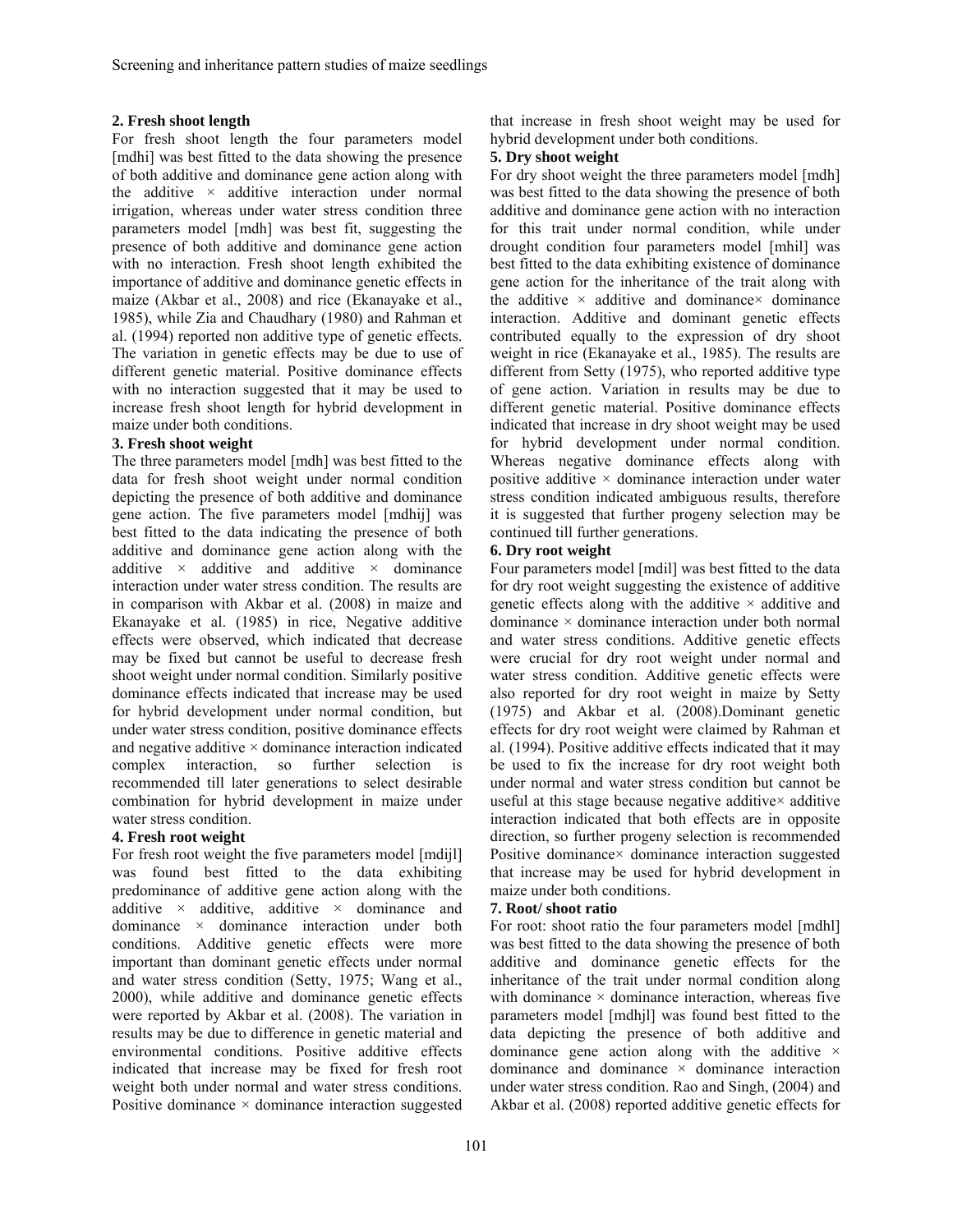**2. Fresh shoot length**

For fresh shoot length the four parameters model [mdhi] was best fitted to the data showing the presence of both additive and dominance gene action along with the additive × additive interaction under normal irrigation, whereas under water stress condition three parameters model [mdh] was best fit, suggesting the presence of both additive and dominance gene action with no interaction. Fresh shoot length exhibited the importance of additive and dominance genetic effects in maize (Akbar et al., 2008) and rice (Ekanayake et al., 1985), while Zia and Chaudhary (1980) and Rahman et al. (1994) reported non additive type of genetic effects. The variation in genetic effects may be due to use of different genetic material. Positive dominance effects with no interaction suggested that it may be used to increase fresh shoot length for hybrid development in maize under both conditions.

**3. Fresh shoot weight**

The three parameters model [mdh] was best fitted to the data for fresh shoot weight under normal condition depicting the presence of both additive and dominance gene action. The five parameters model [mdhij] was best fitted to the data indicating the presence of both additive and dominance gene action along with the additive × additive and additive × dominance interaction under water stress condition. The results are in comparison with Akbar et al. (2008) in maize and Ekanayake et al. (1985) in rice, Negative additive effects were observed, which indicated that decrease may be fixed but cannot be useful to decrease fresh shoot weight under normal condition. Similarly positive dominance effects indicated that increase may be used for hybrid development under normal condition, but under water stress condition, positive dominance effects and negative additive × dominance interaction indicated complex interaction, so further selection is recommended till later generations to select desirable combination for hybrid development in maize under water stress condition.

**4. Fresh root weight**

For fresh root weight the five parameters model [mdijl] was found best fitted to the data exhibiting predominance of additive gene action along with the additive × additive, additive × dominance and dominance × dominance interaction under both conditions. Additive genetic effects were more important than dominant genetic effects under normal and water stress condition (Setty, 1975; Wang et al., 2000), while additive and dominance genetic effects were reported by Akbar et al. (2008). The variation in results may be due to difference in genetic material and environmental conditions. Positive additive effects indicated that increase may be fixed for fresh root weight both under normal and water stress conditions. Positive dominance × dominance interaction suggested that increase in fresh shoot weight may be used for hybrid development under both conditions.

**5. Dry shoot weight**

For dry shoot weight the three parameters model [mdh] was best fitted to the data showing the presence of both additive and dominance gene action with no interaction for this trait under normal condition, while under drought condition four parameters model [mhil] was best fitted to the data exhibiting existence of dominance gene action for the inheritance of the trait along with the additive × additive and dominance× dominance interaction. Additive and dominant genetic effects contributed equally to the expression of dry shoot weight in rice (Ekanayake et al., 1985). The results are different from Setty (1975), who reported additive type of gene action. Variation in results may be due to different genetic material. Positive dominance effects indicated that increase in dry shoot weight may be used for hybrid development under normal condition. Whereas negative dominance effects along with positive additive × dominance interaction under water stress condition indicated ambiguous results, therefore it is suggested that further progeny selection may be continued till further generations.

**6. Dry root weight**

Four parameters model [mdil] was best fitted to the data for dry root weight suggesting the existence of additive genetic effects along with the additive × additive and dominance × dominance interaction under both normal and water stress conditions. Additive genetic effects were crucial for dry root weight under normal and water stress condition. Additive genetic effects were also reported for dry root weight in maize by Setty (1975) and Akbar et al. (2008).Dominant genetic effects for dry root weight were claimed by Rahman et al. (1994). Positive additive effects indicated that it may be used to fix the increase for dry root weight both under normal and water stress condition but cannot be useful at this stage because negative additive× additive interaction indicated that both effects are in opposite direction, so further progeny selection is recommended Positive dominance× dominance interaction suggested that increase may be used for hybrid development in maize under both conditions.

**7. Root/ shoot ratio**

For root: shoot ratio the four parameters model [mdhl] was best fitted to the data showing the presence of both additive and dominance genetic effects for the inheritance of the trait under normal condition along with dominance × dominance interaction, whereas five parameters model [mdhjl] was found best fitted to the data depicting the presence of both additive and dominance gene action along with the additive × dominance and dominance × dominance interaction under water stress condition. Rao and Singh, (2004) and Akbar et al. (2008) reported additive genetic effects for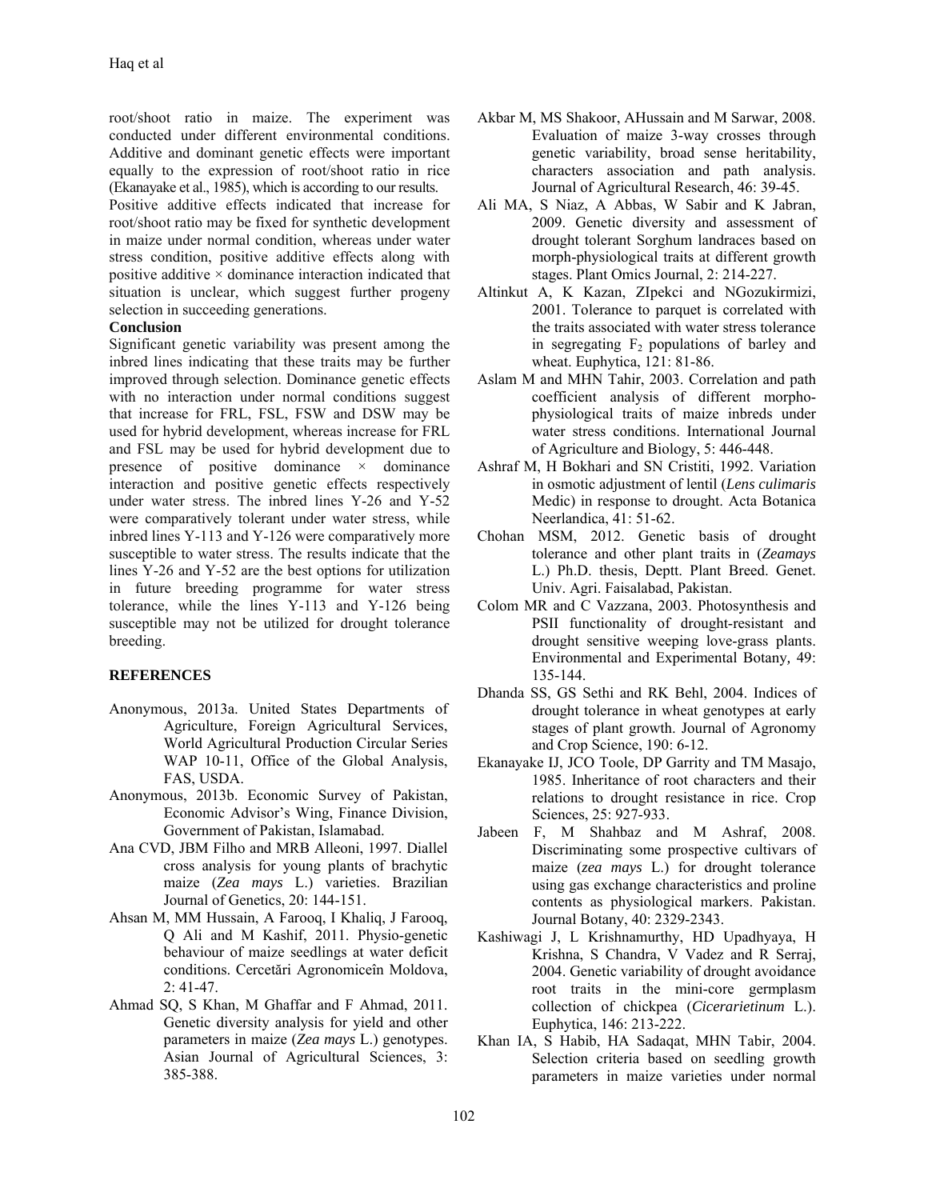root/shoot ratio in maize. The experiment was conducted under different environmental conditions. Additive and dominant genetic effects were important equally to the expression of root/shoot ratio in rice (Ekanayake et al., 1985), which is according to our results.

Positive additive effects indicated that increase for root/shoot ratio may be fixed for synthetic development in maize under normal condition, whereas under water stress condition, positive additive effects along with positive additive × dominance interaction indicated that situation is unclear, which suggest further progeny selection in succeeding generations.

**Conclusion**

Significant genetic variability was present among the inbred lines indicating that these traits may be further improved through selection. Dominance genetic effects with no interaction under normal conditions suggest that increase for FRL, FSL, FSW and DSW may be used for hybrid development, whereas increase for FRL and FSL may be used for hybrid development due to presence of positive dominance × dominance interaction and positive genetic effects respectively under water stress. The inbred lines Y-26 and Y-52 were comparatively tolerant under water stress, while inbred lines Y-113 and Y-126 were comparatively more susceptible to water stress. The results indicate that the lines Y-26 and Y-52 are the best options for utilization in future breeding programme for water stress tolerance, while the lines Y-113 and Y-126 being susceptible may not be utilized for drought tolerance breeding.

## REFERENCES

Anonymous, 2013a. United States Departments of Agriculture, Foreign Agricultural Services, World Agricultural Production Circular Series WAP 10-11, Office of the Global Analysis, FAS, USDA.

Anonymous, 2013b. Economic Survey of Pakistan, Economic Advisor's Wing, Finance Division, Government of Pakistan, Islamabad.

Ana CVD, JBM Filho and MRB Alleoni, 1997. Diallel cross analysis for young plants of brachytic maize (*Zea mays* L.) varieties. Brazilian Journal of Genetics, 20: 144-151.

Ahsan M, MM Hussain, A Farooq, I Khaliq, J Farooq, Q Ali and M Kashif, 2011. Physio-genetic behaviour of maize seedlings at water deficit conditions. Cercetări Agronomiceîn Moldova, 2: 41-47.

Ahmad SQ, S Khan, M Ghaffar and F Ahmad, 2011. Genetic diversity analysis for yield and other parameters in maize (*Zea mays* L.) genotypes. Asian Journal of Agricultural Sciences, 3: 385-388.

Akbar M, MS Shakoor, AHussain and M Sarwar, 2008. Evaluation of maize 3-way crosses through genetic variability, broad sense heritability, characters association and path analysis. Journal of Agricultural Research, 46: 39-45.

Ali MA, S Niaz, A Abbas, W Sabir and K Jabran, 2009. Genetic diversity and assessment of drought tolerant Sorghum landraces based on morph-physiological traits at different growth stages. Plant Omics Journal, 2: 214-227.

Altinkut A, K Kazan, ZIpekci and NGozukirmizi, 2001. Tolerance to parquet is correlated with the traits associated with water stress tolerance in segregating $F_2$ populations of barley and wheat. Euphytica, 121: 81-86.

Aslam M and MHN Tahir, 2003. Correlation and path coefficient analysis of different morpho-physiological traits of maize inbreds under water stress conditions. International Journal of Agriculture and Biology, 5: 446-448.

Ashraf M, H Bokhari and SN Cristiti, 1992. Variation in osmotic adjustment of lentil (*Lens culimaris* Medic) in response to drought. Acta Botanica Neerlandica, 41: 51-62.

Chohan MSM, 2012. Genetic basis of drought tolerance and other plant traits in (*Zeamays* L.) Ph.D. thesis, Deptt. Plant Breed. Genet. Univ. Agri. Faisalabad, Pakistan.

Colom MR and C Vazzana, 2003. Photosynthesis and PSII functionality of drought-resistant and drought sensitive weeping love-grass plants. Environmental and Experimental Botany, 49: 135-144.

Dhanda SS, GS Sethi and RK Behl, 2004. Indices of drought tolerance in wheat genotypes at early stages of plant growth. Journal of Agronomy and Crop Science, 190: 6-12.

Ekanayake IJ, JCO Toole, DP Garrity and TM Masajo, 1985. Inheritance of root characters and their relations to drought resistance in rice. Crop Sciences, 25: 927-933.

Jabeen F, M Shahbaz and M Ashraf, 2008. Discriminating some prospective cultivars of maize (*zea mays* L.) for drought tolerance using gas exchange characteristics and proline contents as physiological markers. Pakistan. Journal Botany, 40: 2329-2343.

Kashiwagi J, L Krishnamurthy, HD Upadhyaya, H Krishna, S Chandra, V Vadez and R Serraj, 2004. Genetic variability of drought avoidance root traits in the mini-core germplasm collection of chickpea (*Cicerarietinum* L.). Euphytica, 146: 213-222.

Khan IA, S Habib, HA Sadaqat, MHN Tabir, 2004. Selection criteria based on seedling growth parameters in maize varieties under normal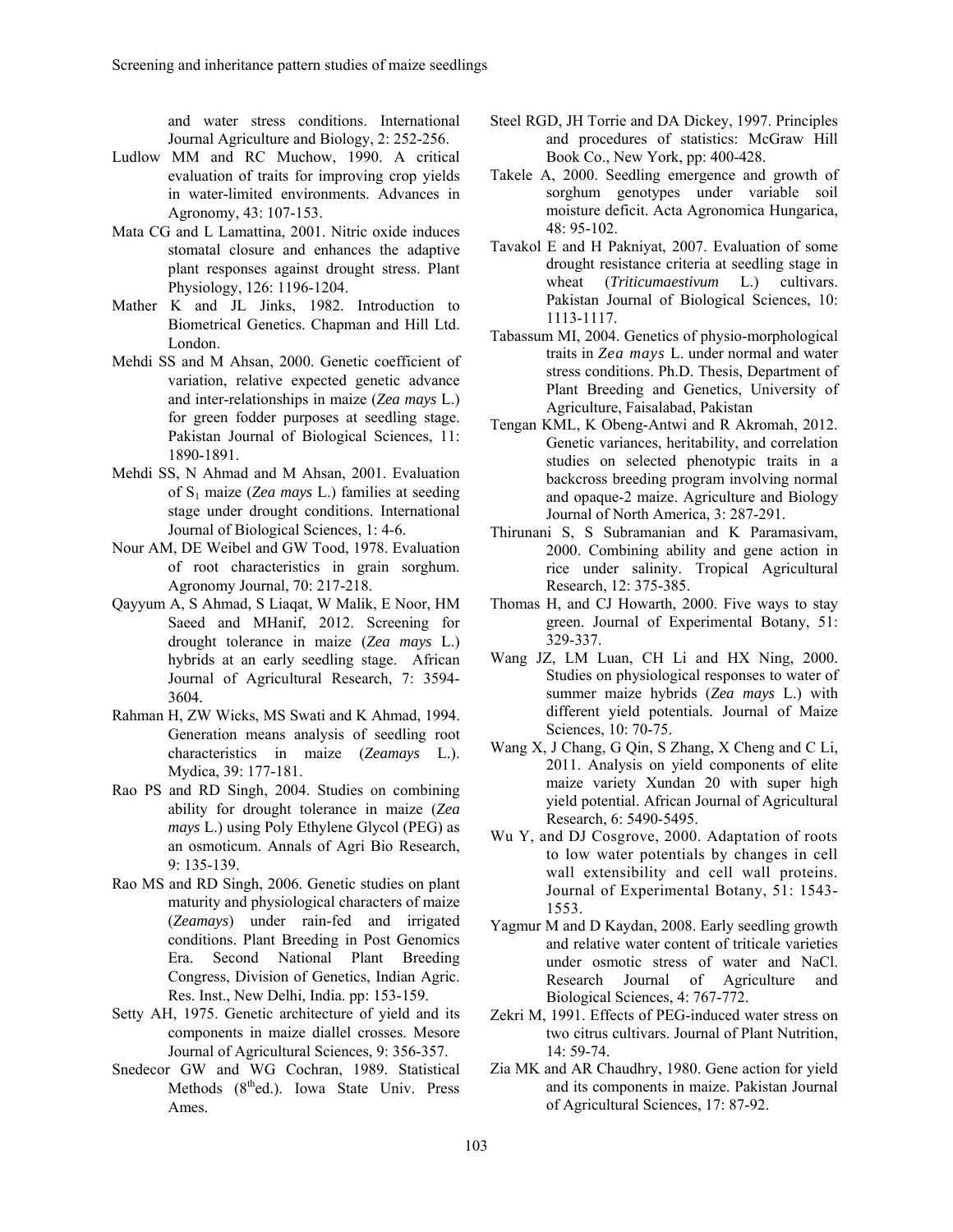and water stress conditions. International Journal Agriculture and Biology, 2: 252-256.

Ludlow MM and RC Muchow, 1990. A critical evaluation of traits for improving crop yields in water-limited environments. Advances in Agronomy, 43: 107-153.

Mata CG and L Lamattina, 2001. Nitric oxide induces stomatal closure and enhances the adaptive plant responses against drought stress. Plant Physiology, 126: 1196-1204.

Mather K and JL Jinks, 1982. Introduction to Biometrical Genetics. Chapman and Hill Ltd. London.

Mehdi SS and M Ahsan, 2000. Genetic coefficient of variation, relative expected genetic advance and inter-relationships in maize (*Zea mays* L.) for green fodder purposes at seedling stage. Pakistan Journal of Biological Sciences, 11: 1890-1891.

Mehdi SS, N Ahmad and M Ahsan, 2001. Evaluation of $S_1$ maize (*Zea mays* L.) families at seeding stage under drought conditions. International Journal of Biological Sciences, 1: 4-6.

Nour AM, DE Weibel and GW Tood, 1978. Evaluation of root characteristics in grain sorghum. Agronomy Journal, 70: 217-218.

Qayyum A, S Ahmad, S Liaqat, W Malik, E Noor, HM Saeed and MHanif, 2012. Screening for drought tolerance in maize (*Zea mays* L.) hybrids at an early seedling stage. African Journal of Agricultural Research, 7: 3594-3604.

Rahman H, ZW Wicks, MS Swati and K Ahmad, 1994. Generation means analysis of seedling root characteristics in maize (*Zeamays* L.). Mydica, 39: 177-181.

Rao PS and RD Singh, 2004. Studies on combining ability for drought tolerance in maize (*Zea mays* L.) using Poly Ethylene Glycol (PEG) as an osmoticum. Annals of Agri Bio Research, 9: 135-139.

Rao MS and RD Singh, 2006. Genetic studies on plant maturity and physiological characters of maize (*Zeamays*) under rain-fed and irrigated conditions. Plant Breeding in Post Genomics Era. Second National Plant Breeding Congress, Division of Genetics, Indian Agric. Res. Inst., New Delhi, India. pp: 153-159.

Setty AH, 1975. Genetic architecture of yield and its components in maize diallel crosses. Mesore Journal of Agricultural Sciences, 9: 356-357.

Snedecor GW and WG Cochran, 1989. Statistical Methods (8thed.). Iowa State Univ. Press Ames.

Steel RGD, JH Torrie and DA Dickey, 1997. Principles and procedures of statistics: McGraw Hill Book Co., New York, pp: 400-428.

Takele A, 2000. Seedling emergence and growth of sorghum genotypes under variable soil moisture deficit. Acta Agronomica Hungarica, 48: 95-102.

Tavakol E and H Pakniyat, 2007. Evaluation of some drought resistance criteria at seedling stage in wheat (*Triticumaestivum* L.) cultivars. Pakistan Journal of Biological Sciences, 10: 1113-1117.

Tabassum MI, 2004. Genetics of physio-morphological traits in *Zea mays* L. under normal and water stress conditions. Ph.D. Thesis, Department of Plant Breeding and Genetics, University of Agriculture, Faisalabad, Pakistan

Tengan KML, K Obeng-Antwi and R Akromah, 2012. Genetic variances, heritability, and correlation studies on selected phenotypic traits in a backcross breeding program involving normal and opaque-2 maize. Agriculture and Biology Journal of North America, 3: 287-291.

Thirunani S, S Subramanian and K Paramasivam, 2000. Combining ability and gene action in rice under salinity. Tropical Agricultural Research, 12: 375-385.

Thomas H, and CJ Howarth, 2000. Five ways to stay green. Journal of Experimental Botany, 51: 329-337.

Wang JZ, LM Luan, CH Li and HX Ning, 2000. Studies on physiological responses to water of summer maize hybrids (*Zea mays* L.) with different yield potentials. Journal of Maize Sciences, 10: 70-75.

Wang X, J Chang, G Qin, S Zhang, X Cheng and C Li, 2011. Analysis on yield components of elite maize variety Xundan 20 with super high yield potential. African Journal of Agricultural Research, 6: 5490-5495.

Wu Y, and DJ Cosgrove, 2000. Adaptation of roots to low water potentials by changes in cell wall extensibility and cell wall proteins. Journal of Experimental Botany, 51: 1543-1553.

Yagmur M and D Kaydan, 2008. Early seedling growth and relative water content of triticale varieties under osmotic stress of water and NaCl. Research Journal of Agriculture and Biological Sciences, 4: 767-772.

Zekri M, 1991. Effects of PEG-induced water stress on two citrus cultivars. Journal of Plant Nutrition, 14: 59-74.

Zia MK and AR Chaudhry, 1980. Gene action for yield and its components in maize. Pakistan Journal of Agricultural Sciences, 17: 87-92.